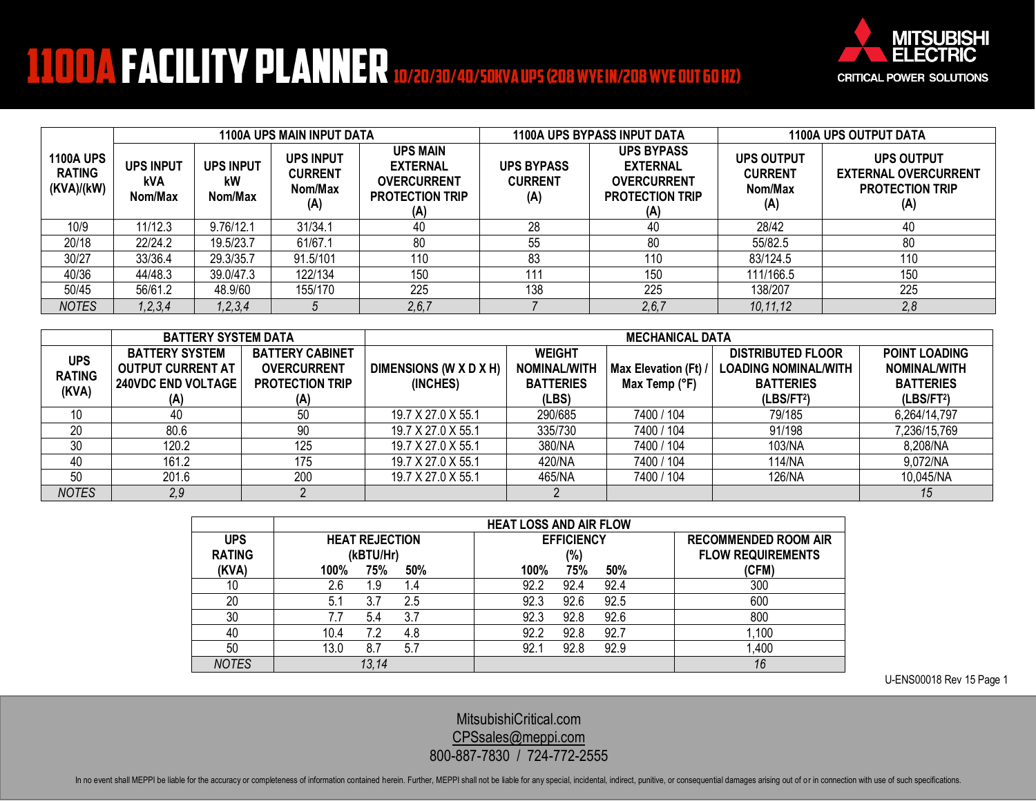# 1100A FACILITY PLANNER 10/20/30/40/50KVA UPS (208 WYE IN/208 WYE OUT 60 HZ)

MITSUBISHI ELECTRIC
CRITICAL POWER SOLUTIONS

| 1100A UPS RATING (KVA)/(kW) | 1100A UPS MAIN INPUT DATA | | | | 1100A UPS BYPASS INPUT DATA | | 1100A UPS OUTPUT DATA | |
|---|---|---|---|---|---|---|---|---|
| | UPS INPUT kVA Nom/Max | UPS INPUT kW Nom/Max | UPS INPUT CURRENT Nom/Max (A) | UPS MAIN EXTERNAL OVERCURRENT PROTECTION TRIP (A) | UPS BYPASS CURRENT (A) | UPS BYPASS EXTERNAL OVERCURRENT PROTECTION TRIP (A) | UPS OUTPUT CURRENT Nom/Max (A) | UPS OUTPUT EXTERNAL OVERCURRENT PROTECTION TRIP (A) |
| 10/9 | 11/12.3 | 9.76/12.1 | 31/34.1 | 40 | 28 | 40 | 28/42 | 40 |
| 20/18 | 22/24.2 | 19.5/23.7 | 61/67.1 | 80 | 55 | 80 | 55/82.5 | 80 |
| 30/27 | 33/36.4 | 29.3/35.7 | 91.5/101 | 110 | 83 | 110 | 83/124.5 | 110 |
| 40/36 | 44/48.3 | 39.0/47.3 | 122/134 | 150 | 111 | 150 | 111/166.5 | 150 |
| 50/45 | 56/61.2 | 48.9/60 | 155/170 | 225 | 138 | 225 | 138/207 | 225 |
| *NOTES* | *1,2,3,4* | *1,2,3,4* | *5* | *2,6,7* | *7* | *2,6,7* | *10,11,12* | *2,8* |

| UPS RATING (KVA) | BATTERY SYSTEM DATA | | MECHANICAL DATA | | | | |
|---|---|---|---|---|---|---|---|
| | BATTERY SYSTEM OUTPUT CURRENT AT 240VDC END VOLTAGE (A) | BATTERY CABINET OVERCURRENT PROTECTION TRIP (A) | DIMENSIONS (W X D X H) (INCHES) | WEIGHT NOMINAL/WITH BATTERIES (LBS) | Max Elevation (Ft) / Max Temp (°F) | DISTRIBUTED FLOOR LOADING NOMINAL/WITH BATTERIES (LBS/FT²) | POINT LOADING NOMINAL/WITH BATTERIES (LBS/FT²) |
| 10 | 40 | 50 | 19.7 X 27.0 X 55.1 | 290/685 | 7400 / 104 | 79/185 | 6,264/14,797 |
| 20 | 80.6 | 90 | 19.7 X 27.0 X 55.1 | 335/730 | 7400 / 104 | 91/198 | 7,236/15,769 |
| 30 | 120.2 | 125 | 19.7 X 27.0 X 55.1 | 380/NA | 7400 / 104 | 103/NA | 8,208/NA |
| 40 | 161.2 | 175 | 19.7 X 27.0 X 55.1 | 420/NA | 7400 / 104 | 114/NA | 9,072/NA |
| 50 | 201.6 | 200 | 19.7 X 27.0 X 55.1 | 465/NA | 7400 / 104 | 126/NA | 10,045/NA |
| *NOTES* | *2,9* | *2* | | *2* | | | *15* |

| UPS RATING (KVA) | HEAT LOSS AND AIR FLOW | | | | | | |
|---|---|---|---|---|---|---|---|
| | HEAT REJECTION (kBTU/Hr) | | | EFFICIENCY (%) | | | RECOMMENDED ROOM AIR FLOW REQUIREMENTS (CFM) |
| | 100% | 75% | 50% | 100% | 75% | 50% | |
| 10 | 2.6 | 1.9 | 1.4 | 92.2 | 92.4 | 92.4 | 300 |
| 20 | 5.1 | 3.7 | 2.5 | 92.3 | 92.6 | 92.5 | 600 |
| 30 | 7.7 | 5.4 | 3.7 | 92.3 | 92.8 | 92.6 | 800 |
| 40 | 10.4 | 7.2 | 4.8 | 92.2 | 92.8 | 92.7 | 1,100 |
| 50 | 13.0 | 8.7 | 5.7 | 92.1 | 92.8 | 92.9 | 1,400 |
| *NOTES* | *13,14* | | | | | | *16* |

U-ENS00018 Rev 15 Page 1

MitsubishiCritical.com
CPSsales@meppi.com
800-887-7830 / 724-772-2555

In no event shall MEPPI be liable for the accuracy or completeness of information contained herein. Further, MEPPI shall not be liable for any special, incidental, indirect, punitive, or consequential damages arising out of or in connection with use of such specifications.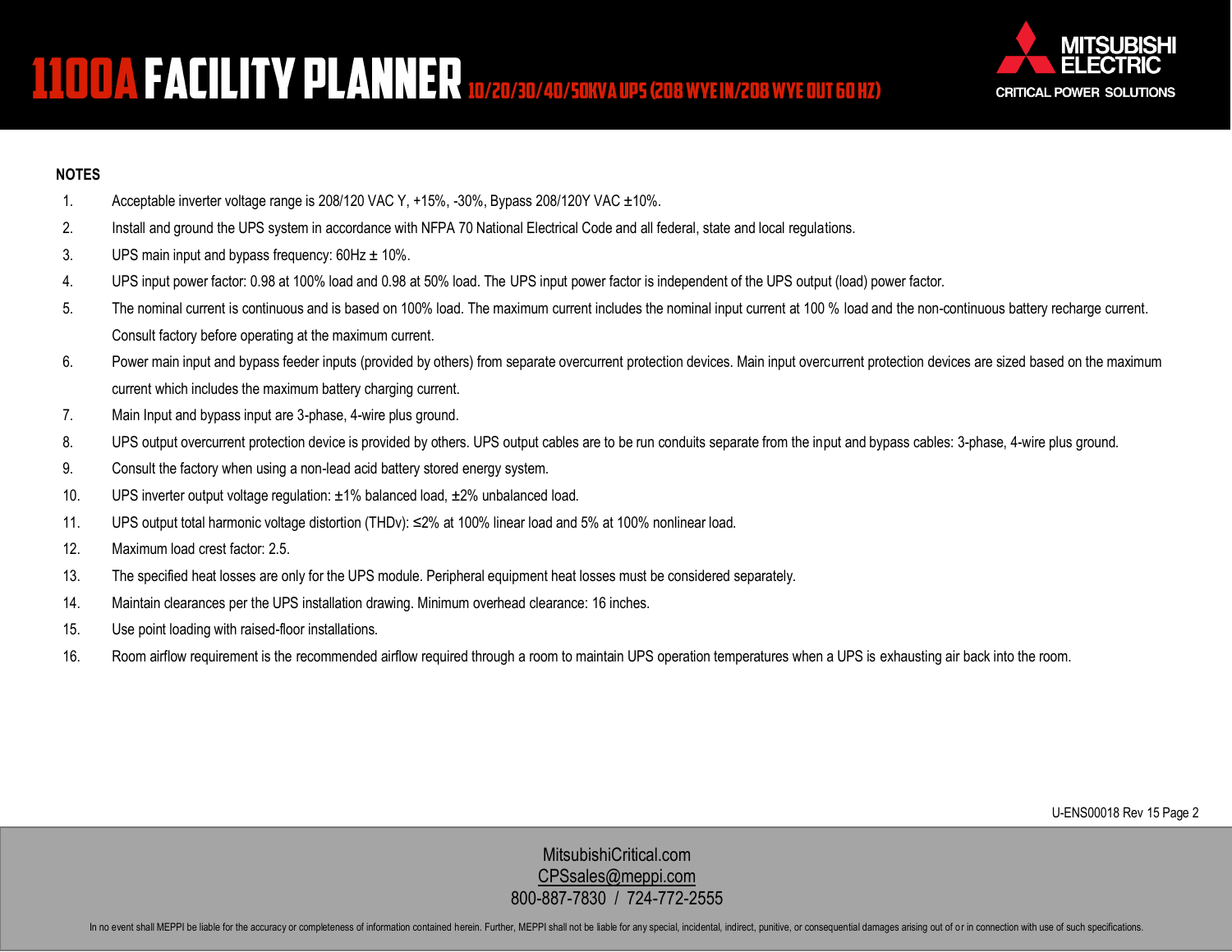# 1100A FACILITY PLANNER 10/20/30/40/50KVA UPS (208 WYE IN/208 WYE OUT 60 HZ)

MITSUBISHI ELECTRIC
CRITICAL POWER SOLUTIONS

**NOTES**

1. Acceptable inverter voltage range is 208/120 VAC Y, +15%, -30%, Bypass 208/120Y VAC ±10%.
2. Install and ground the UPS system in accordance with NFPA 70 National Electrical Code and all federal, state and local regulations.
3. UPS main input and bypass frequency: 60Hz ± 10%.
4. UPS input power factor: 0.98 at 100% load and 0.98 at 50% load. The UPS input power factor is independent of the UPS output (load) power factor.
5. The nominal current is continuous and is based on 100% load. The maximum current includes the nominal input current at 100 % load and the non-continuous battery recharge current. Consult factory before operating at the maximum current.
6. Power main input and bypass feeder inputs (provided by others) from separate overcurrent protection devices. Main input overcurrent protection devices are sized based on the maximum current which includes the maximum battery charging current.
7. Main Input and bypass input are 3-phase, 4-wire plus ground.
8. UPS output overcurrent protection device is provided by others. UPS output cables are to be run conduits separate from the input and bypass cables: 3-phase, 4-wire plus ground.
9. Consult the factory when using a non-lead acid battery stored energy system.
10. UPS inverter output voltage regulation: ±1% balanced load, ±2% unbalanced load.
11. UPS output total harmonic voltage distortion (THDv): ≤2% at 100% linear load and 5% at 100% nonlinear load.
12. Maximum load crest factor: 2.5.
13. The specified heat losses are only for the UPS module. Peripheral equipment heat losses must be considered separately.
14. Maintain clearances per the UPS installation drawing. Minimum overhead clearance: 16 inches.
15. Use point loading with raised-floor installations.
16. Room airflow requirement is the recommended airflow required through a room to maintain UPS operation temperatures when a UPS is exhausting air back into the room.

U-ENS00018 Rev 15 Page 2

MitsubishiCritical.com
CPSsales@meppi.com
800-887-7830 / 724-772-2555

In no event shall MEPPI be liable for the accuracy or completeness of information contained herein. Further, MEPPI shall not be liable for any special, incidental, indirect, punitive, or consequential damages arising out of or in connection with use of such specifications.